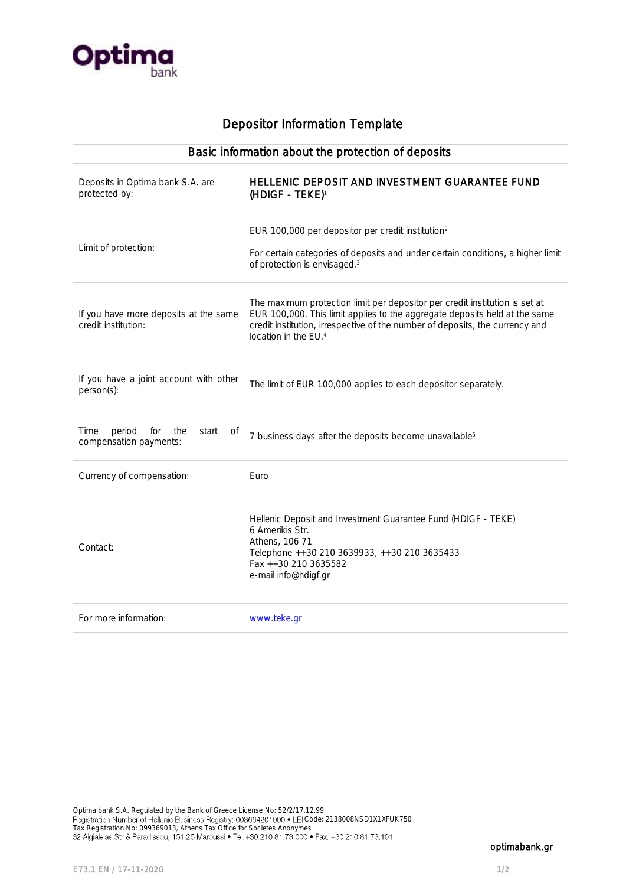Optima bank

# Depositor Information Template

| Basic information about the protection of deposits | |
|---|---|
| Deposits in Optima bank S.A. are protected by: | HELLENIC DEPOSIT AND INVESTMENT GUARANTEE FUND (HDIGF - TEKE)[1] |
| Limit of protection: | EUR 100,000 per depositor per credit institution[2]<br><br>For certain categories of deposits and under certain conditions, a higher limit of protection is envisaged.[3] |
| If you have more deposits at the same credit institution: | The maximum protection limit per depositor per credit institution is set at EUR 100,000. This limit applies to the aggregate deposits held at the same credit institution, irrespective of the number of deposits, the currency and location in the EU.[4] |
| If you have a joint account with other person(s): | The limit of EUR 100,000 applies to each depositor separately. |
| Time period for the start of compensation payments: | 7 business days after the deposits become unavailable[5] |
| Currency of compensation: | Euro |
| Contact: | Hellenic Deposit and Investment Guarantee Fund (HDIGF - TEKE)<br>6 Amerikis Str.<br>Athens, 106 71<br>Telephone ++30 210 3639933, ++30 210 3635433<br>Fax ++30 210 3635582<br>e-mail info@hdigf.gr |
| For more information: | www.teke.gr |

Optima bank S.A. Regulated by the Bank of Greece License No: 52/2/17.12.99
Registration Number of Hellenic Business Registry: 003664201000 • LEI Code: 2138008NSD1X1XFUK750
Tax Registration No: 099369013, Athens Tax Office for Societes Anonymes
32 Aigialeias Str & Paradissou, 151 25 Maroussi • Tel. +30 210 81.73.000 • Fax. +30 210 81.73.101

optimabank.gr

E73.1 EN / 17-11-2020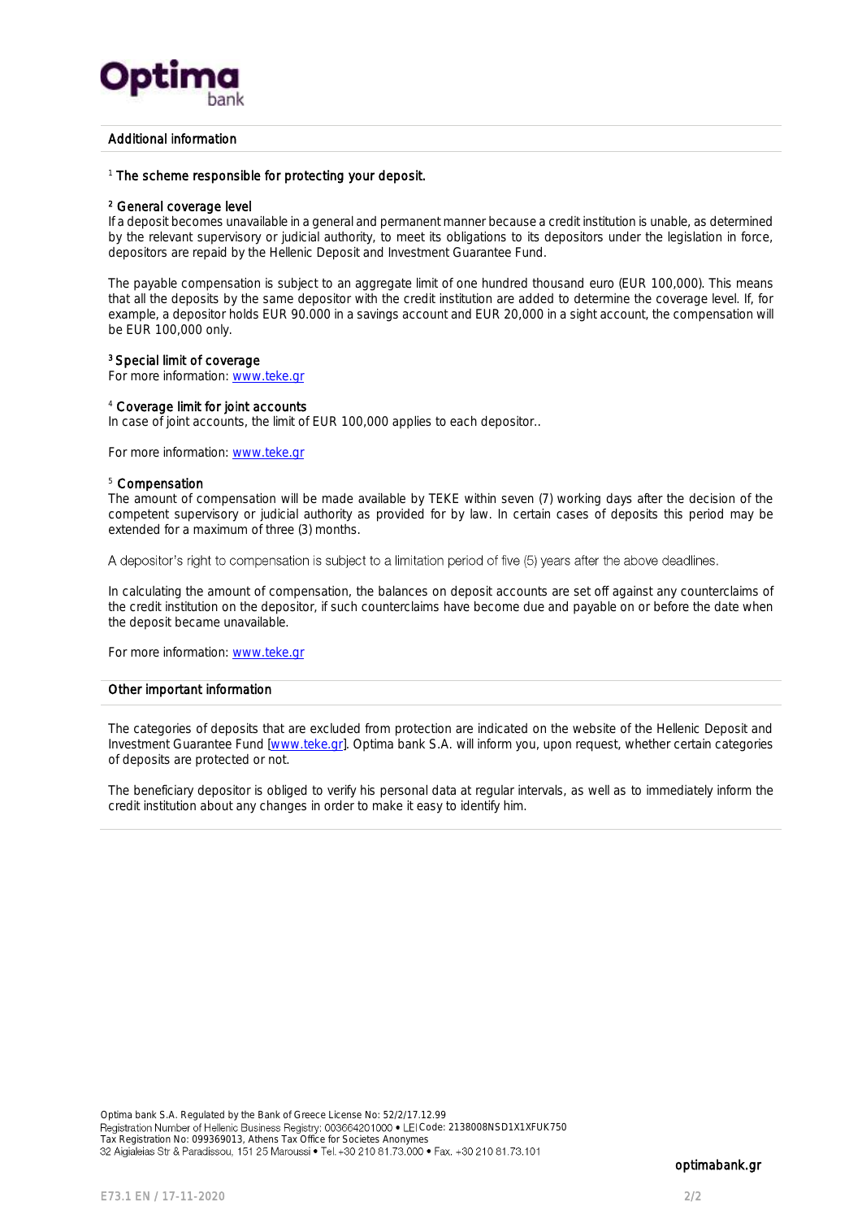Optima bank

## Additional information

[1] The scheme responsible for protecting your deposit.

[2] General coverage level
If a deposit becomes unavailable in a general and permanent manner because a credit institution is unable, as determined by the relevant supervisory or judicial authority, to meet its obligations to its depositors under the legislation in force, depositors are repaid by the Hellenic Deposit and Investment Guarantee Fund.

The payable compensation is subject to an aggregate limit of one hundred thousand euro (EUR 100,000). This means that all the deposits by the same depositor with the credit institution are added to determine the coverage level. If, for example, a depositor holds EUR 90.000 in a savings account and EUR 20,000 in a sight account, the compensation will be EUR 100,000 only.

[3] Special limit of coverage
For more information: www.teke.gr

[4] Coverage limit for joint accounts
In case of joint accounts, the limit of EUR 100,000 applies to each depositor..

For more information: www.teke.gr

[5] Compensation
The amount of compensation will be made available by TEKE within seven (7) working days after the decision of the competent supervisory or judicial authority as provided for by law. In certain cases of deposits this period may be extended for a maximum of three (3) months.

A depositor's right to compensation is subject to a limitation period of five (5) years after the above deadlines.

In calculating the amount of compensation, the balances on deposit accounts are set off against any counterclaims of the credit institution on the depositor, if such counterclaims have become due and payable on or before the date when the deposit became unavailable.

For more information: www.teke.gr

## Other important information

The categories of deposits that are excluded from protection are indicated on the website of the Hellenic Deposit and Investment Guarantee Fund [www.teke.gr]. Optima bank S.A. will inform you, upon request, whether certain categories of deposits are protected or not.

The beneficiary depositor is obliged to verify his personal data at regular intervals, as well as to immediately inform the credit institution about any changes in order to make it easy to identify him.

Optima bank S.A. Regulated by the Bank of Greece License No: 52/2/17.12.99
Registration Number of Hellenic Business Registry: 003664201000 • LEI Code: 2138008NSD1X1XFUK750
Tax Registration No: 099369013, Athens Tax Office for Societes Anonymes
32 Aigialeias Str & Paradissou, 151 25 Maroussi • Tel. +30 210 81.73.000 • Fax. +30 210 81.73.101

optimabank.gr

E73.1 EN / 17-11-2020